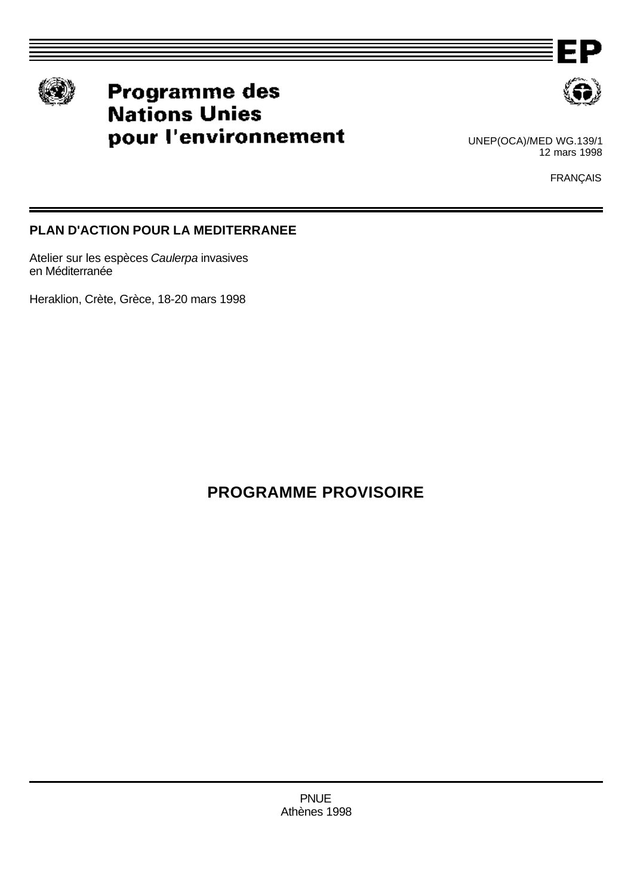EP

# Programme des Nations Unies pour l'environnement

UNEP(OCA)/MED WG.139/1
12 mars 1998

FRANÇAIS

**PLAN D'ACTION POUR LA MEDITERRANEE**

Atelier sur les espèces *Caulerpa* invasives en Méditerranée

Heraklion, Crète, Grèce, 18-20 mars 1998

## PROGRAMME PROVISOIRE

PNUE
Athènes 1998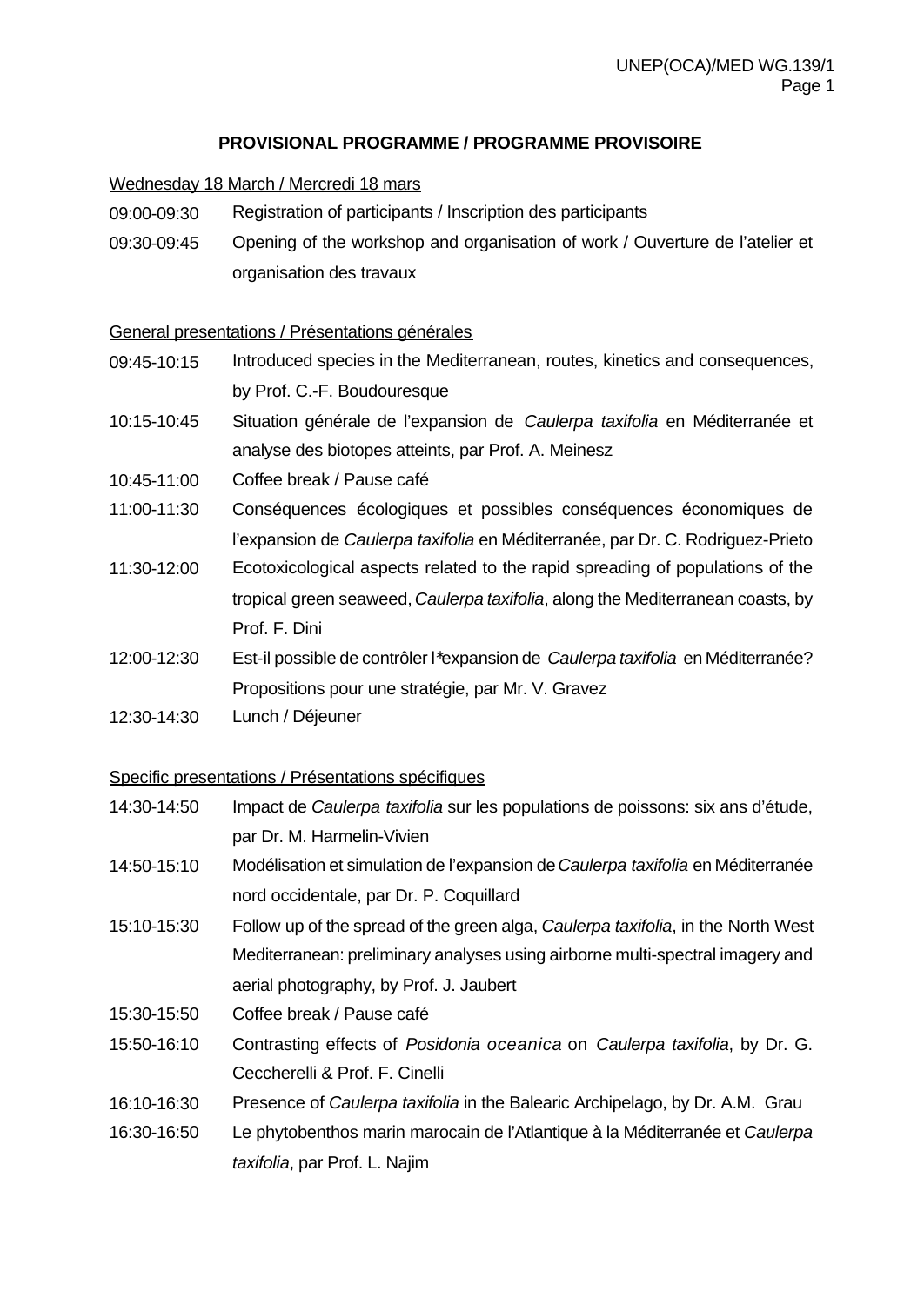**PROVISIONAL PROGRAMME / PROGRAMME PROVISOIRE**

Wednesday 18 March / Mercredi 18 mars

| | |
|---|---|
| 09:00-09:30 | Registration of participants / Inscription des participants |
| 09:30-09:45 | Opening of the workshop and organisation of work / Ouverture de l'atelier et organisation des travaux |

General presentations / Présentations générales

| | |
|---|---|
| 09:45-10:15 | Introduced species in the Mediterranean, routes, kinetics and consequences, by Prof. C.-F. Boudouresque |
| 10:15-10:45 | Situation générale de l'expansion de *Caulerpa taxifolia* en Méditerranée et analyse des biotopes atteints, par Prof. A. Meinesz |
| 10:45-11:00 | Coffee break / Pause café |
| 11:00-11:30 | Conséquences écologiques et possibles conséquences économiques de l'expansion de *Caulerpa taxifolia* en Méditerranée, par Dr. C. Rodriguez-Prieto |
| 11:30-12:00 | Ecotoxicological aspects related to the rapid spreading of populations of the tropical green seaweed, *Caulerpa taxifolia*, along the Mediterranean coasts, by Prof. F. Dini |
| 12:00-12:30 | Est-il possible de contrôler l*expansion de *Caulerpa taxifolia* en Méditerranée? Propositions pour une stratégie, par Mr. V. Gravez |
| 12:30-14:30 | Lunch / Déjeuner |

Specific presentations / Présentations spécifiques

| | |
|---|---|
| 14:30-14:50 | Impact de *Caulerpa taxifolia* sur les populations de poissons: six ans d'étude, par Dr. M. Harmelin-Vivien |
| 14:50-15:10 | Modélisation et simulation de l'expansion de *Caulerpa taxifolia* en Méditerranée nord occidentale, par Dr. P. Coquillard |
| 15:10-15:30 | Follow up of the spread of the green alga, *Caulerpa taxifolia*, in the North West Mediterranean: preliminary analyses using airborne multi-spectral imagery and aerial photography, by Prof. J. Jaubert |
| 15:30-15:50 | Coffee break / Pause café |
| 15:50-16:10 | Contrasting effects of *Posidonia oceanica* on *Caulerpa taxifolia*, by Dr. G. Ceccherelli & Prof. F. Cinelli |
| 16:10-16:30 | Presence of *Caulerpa taxifolia* in the Balearic Archipelago, by Dr. A.M. Grau |
| 16:30-16:50 | Le phytobenthos marin marocain de l'Atlantique à la Méditerranée et *Caulerpa taxifolia*, par Prof. L. Najim |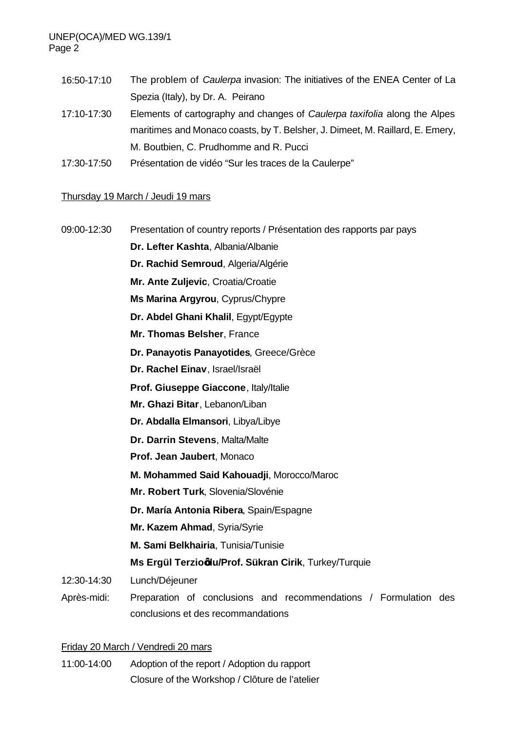| | |
|---|---|
| 16:50-17:10 | The problem of *Caulerpa* invasion: The initiatives of the ENEA Center of La Spezia (Italy), by Dr. A. Peirano |
| 17:10-17:30 | Elements of cartography and changes of *Caulerpa taxifolia* along the Alpes maritimes and Monaco coasts, by T. Belsher, J. Dimeet, M. Raillard, E. Emery, M. Boutbien, C. Prudhomme and R. Pucci |
| 17:30-17:50 | Présentation de vidéo "Sur les traces de la Caulerpe" |

<u>Thursday 19 March / Jeudi 19 mars</u>

| | |
|---|---|
| 09:00-12:30 | Presentation of country reports / Présentation des rapports par pays |
| | **Dr. Lefter Kashta**, Albania/Albanie |
| | **Dr. Rachid Semroud**, Algeria/Algérie |
| | **Mr. Ante Zuljevic**, Croatia/Croatie |
| | **Ms Marina Argyrou**, Cyprus/Chypre |
| | **Dr. Abdel Ghani Khalil**, Egypt/Egypte |
| | **Mr. Thomas Belsher**, France |
| | **Dr. Panayotis Panayotides**, Greece/Grèce |
| | **Dr. Rachel Einav**, Israel/Israël |
| | **Prof. Giuseppe Giaccone**, Italy/Italie |
| | **Mr. Ghazi Bitar**, Lebanon/Liban |
| | **Dr. Abdalla Elmansori**, Libya/Libye |
| | **Dr. Darrin Stevens**, Malta/Malte |
| | **Prof. Jean Jaubert**, Monaco |
| | **M. Mohammed Said Kahouadji**, Morocco/Maroc |
| | **Mr. Robert Turk**, Slovenia/Slovénie |
| | **Dr. María Antonia Ribera**, Spain/Espagne |
| | **Mr. Kazem Ahmad**, Syria/Syrie |
| | **M. Sami Belkhairia**, Tunisia/Tunisie |
| | **Ms Ergül Terzioğlu/Prof. Sükran Cirik**, Turkey/Turquie |
| 12:30-14:30 | Lunch/Déjeuner |
| Après-midi: | Preparation of conclusions and recommendations / Formulation des conclusions et des recommandations |

<u>Friday 20 March / Vendredi 20 mars</u>

| | |
|---|---|
| 11:00-14:00 | Adoption of the report / Adoption du rapport |
| | Closure of the Workshop / Clôture de l'atelier |